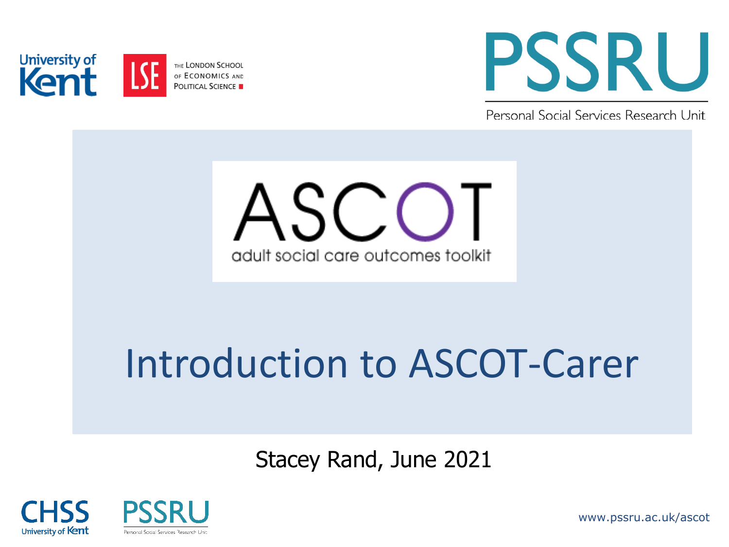University of Kent

THE LONDON SCHOOL OF ECONOMICS AND POLITICAL SCIENCE

PSSRU

Personal Social Services Research Unit

ASCOT

adult social care outcomes toolkit

# Introduction to ASCOT-Carer

Stacey Rand, June 2021

CHSS University of Kent

PSSRU Personal Social Services Research Unit

www.pssru.ac.uk/ascot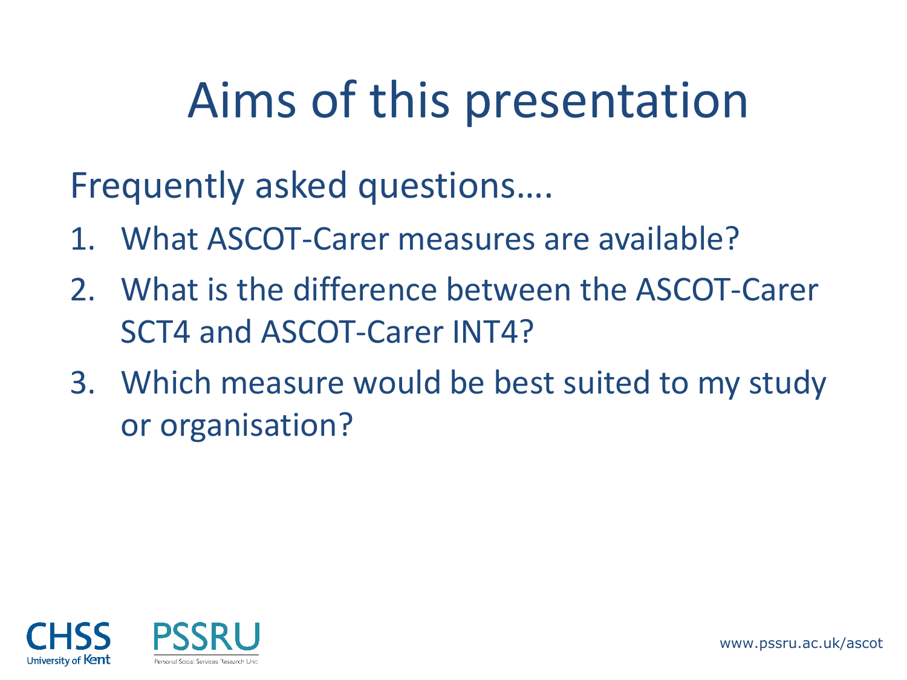# Aims of this presentation

Frequently asked questions….

1. What ASCOT-Carer measures are available?
2. What is the difference between the ASCOT-Carer SCT4 and ASCOT-Carer INT4?
3. Which measure would be best suited to my study or organisation?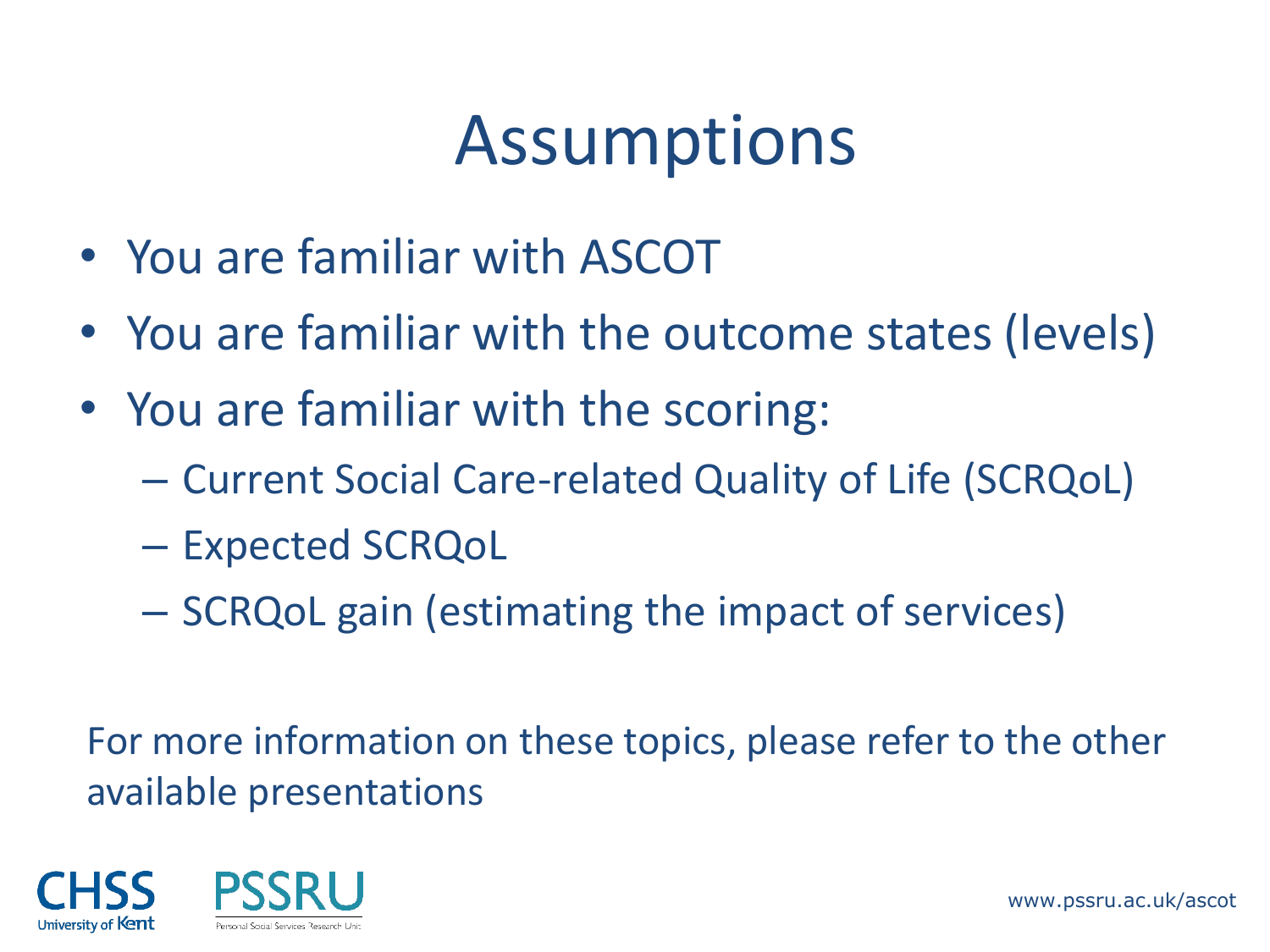# Assumptions

- You are familiar with ASCOT
- You are familiar with the outcome states (levels)
- You are familiar with the scoring:
  - Current Social Care-related Quality of Life (SCRQoL)
  - Expected SCRQoL
  - SCRQoL gain (estimating the impact of services)

For more information on these topics, please refer to the other available presentations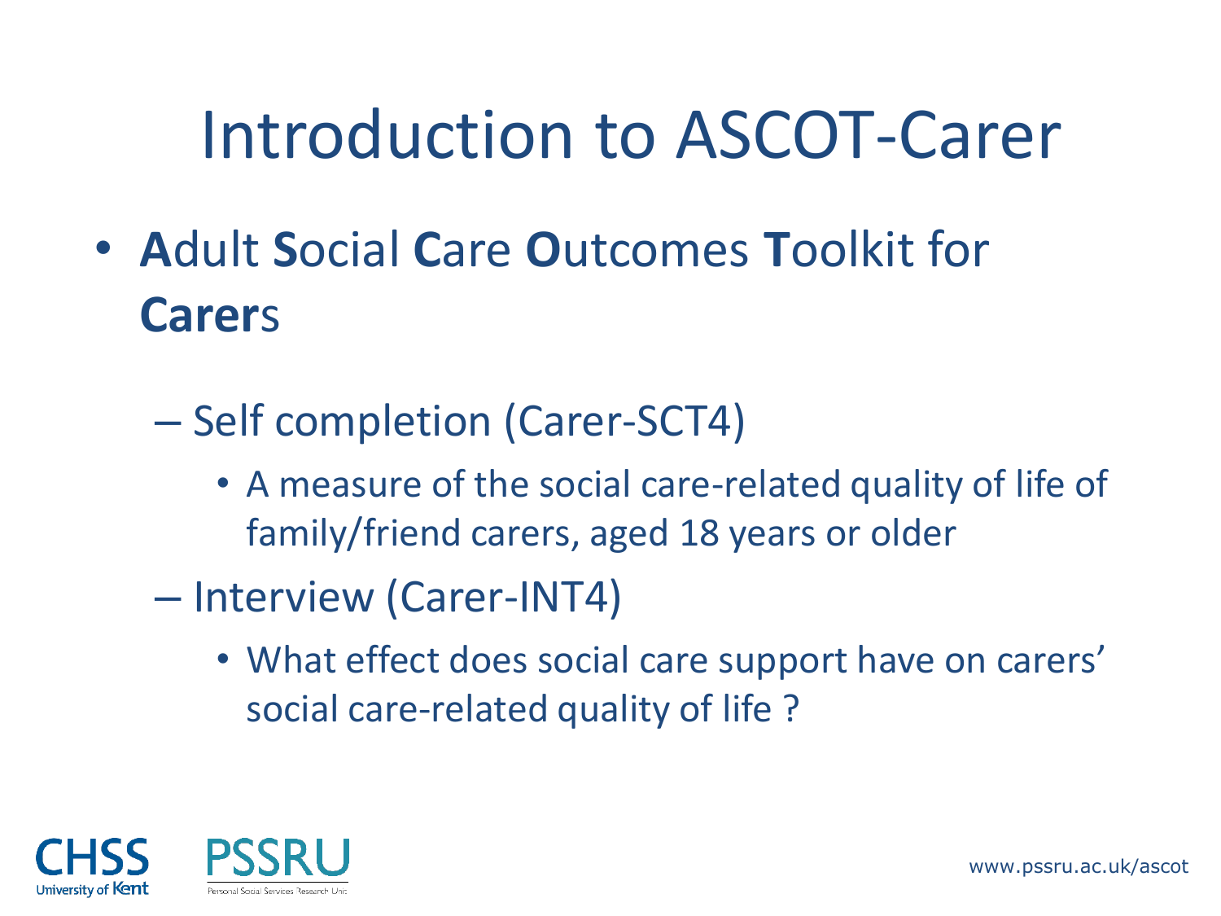# Introduction to ASCOT-Carer

- **A**dult **S**ocial **C**are **O**utcomes **T**oolkit for **Carer**s
  - Self completion (Carer-SCT4)
    - A measure of the social care-related quality of life of family/friend carers, aged 18 years or older
  - Interview (Carer-INT4)
    - What effect does social care support have on carers' social care-related quality of life ?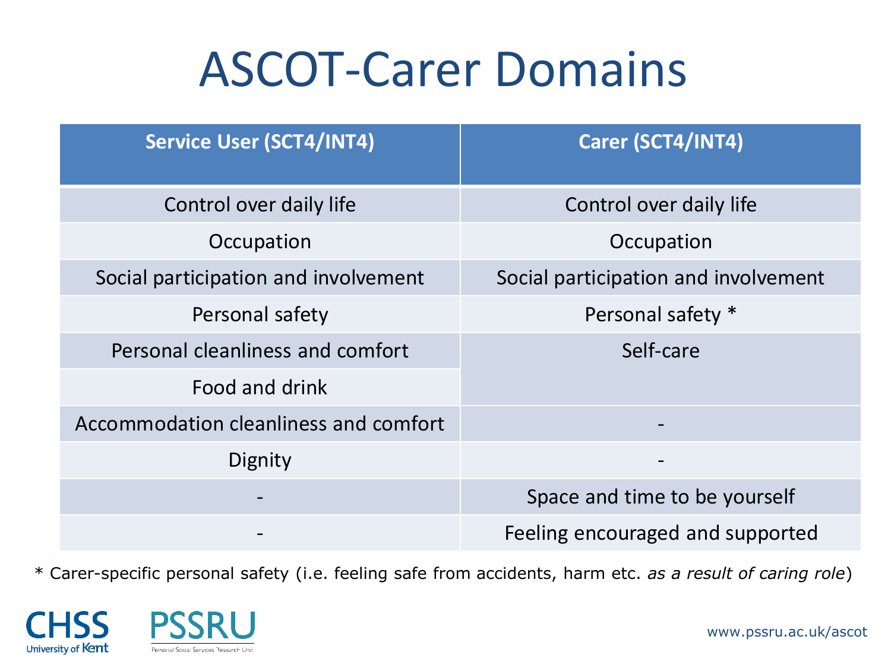# ASCOT-Carer Domains

| Service User (SCT4/INT4) | Carer (SCT4/INT4) |
| --- | --- |
| Control over daily life | Control over daily life |
| Occupation | Occupation |
| Social participation and involvement | Social participation and involvement |
| Personal safety | Personal safety * |
| Personal cleanliness and comfort | Self-care |
| Food and drink | |
| Accommodation cleanliness and comfort | - |
| Dignity | - |
| - | Space and time to be yourself |
| - | Feeling encouraged and supported |

* Carer-specific personal safety (i.e. feeling safe from accidents, harm etc. *as a result of caring role*)

CHSS University of Kent

PSSRU Personal Social Services Research Unit

www.pssru.ac.uk/ascot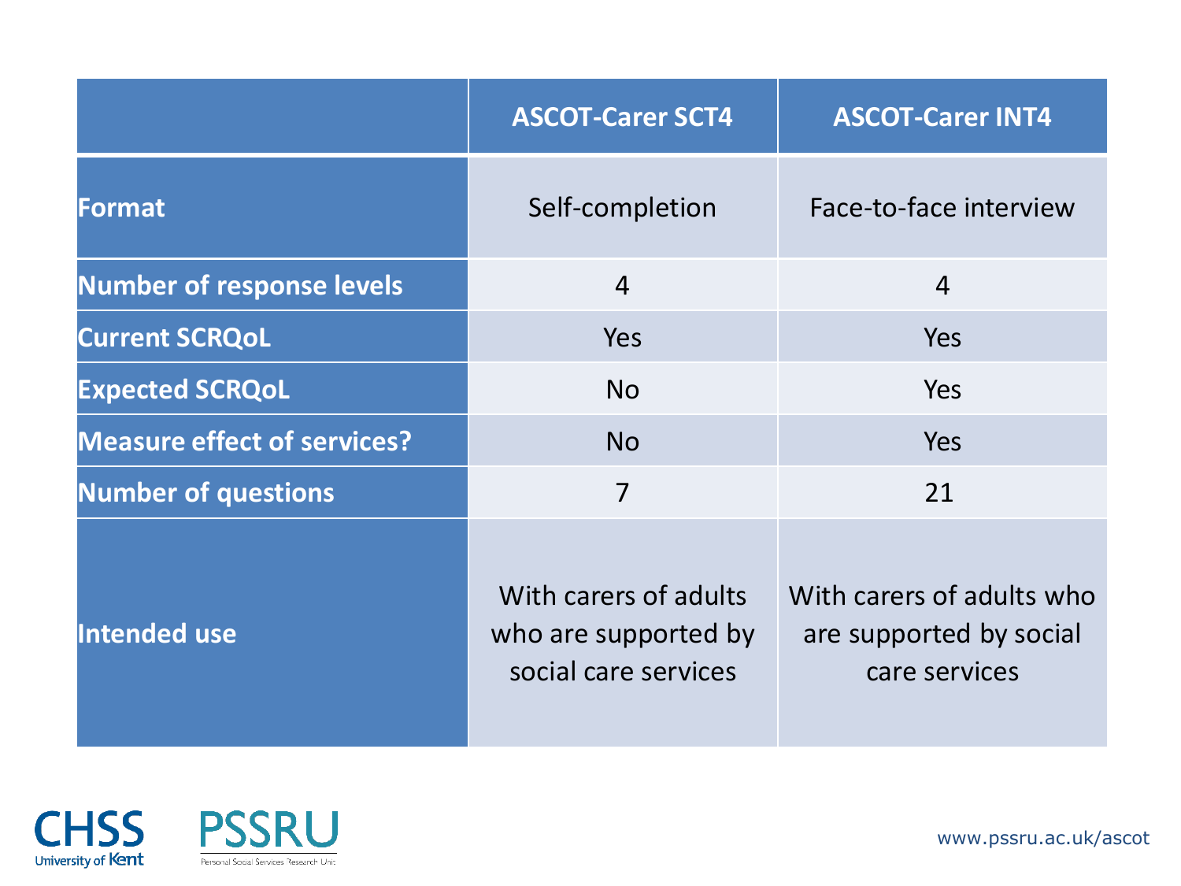| | ASCOT-Carer SCT4 | ASCOT-Carer INT4 |
|---|---|---|
| **Format** | Self-completion | Face-to-face interview |
| **Number of response levels** | 4 | 4 |
| **Current SCRQoL** | Yes | Yes |
| **Expected SCRQoL** | No | Yes |
| **Measure effect of services?** | No | Yes |
| **Number of questions** | 7 | 21 |
| **Intended use** | With carers of adults who are supported by social care services | With carers of adults who are supported by social care services |

CHSS University of Kent

PSSRU Personal Social Services Research Unit

www.pssru.ac.uk/ascot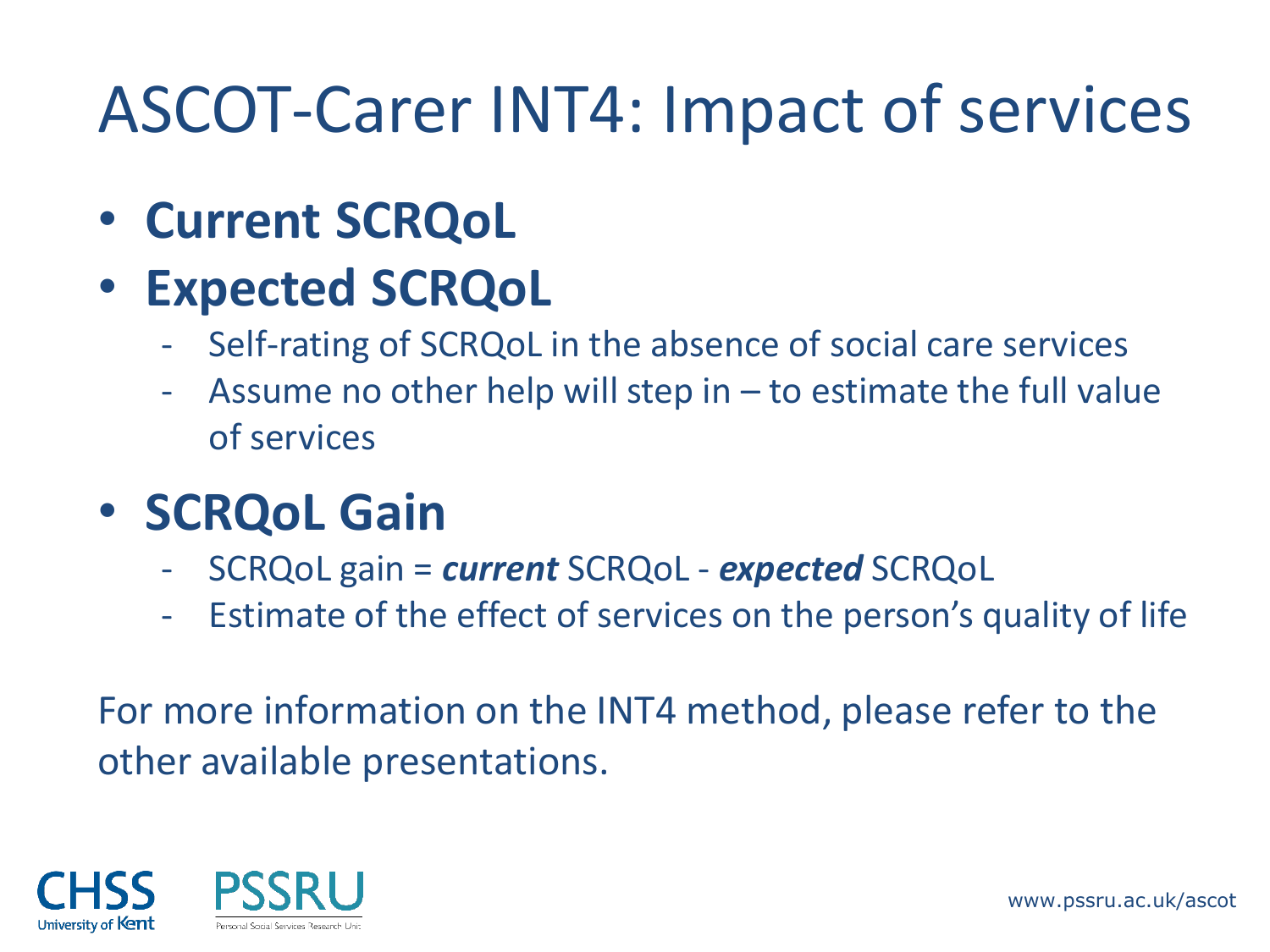# ASCOT-Carer INT4: Impact of services

- **Current SCRQoL**
- **Expected SCRQoL**
  - Self-rating of SCRQoL in the absence of social care services
  - Assume no other help will step in – to estimate the full value of services
- **SCRQoL Gain**
  - SCRQoL gain = ***current*** SCRQoL - ***expected*** SCRQoL
  - Estimate of the effect of services on the person's quality of life

For more information on the INT4 method, please refer to the other available presentations.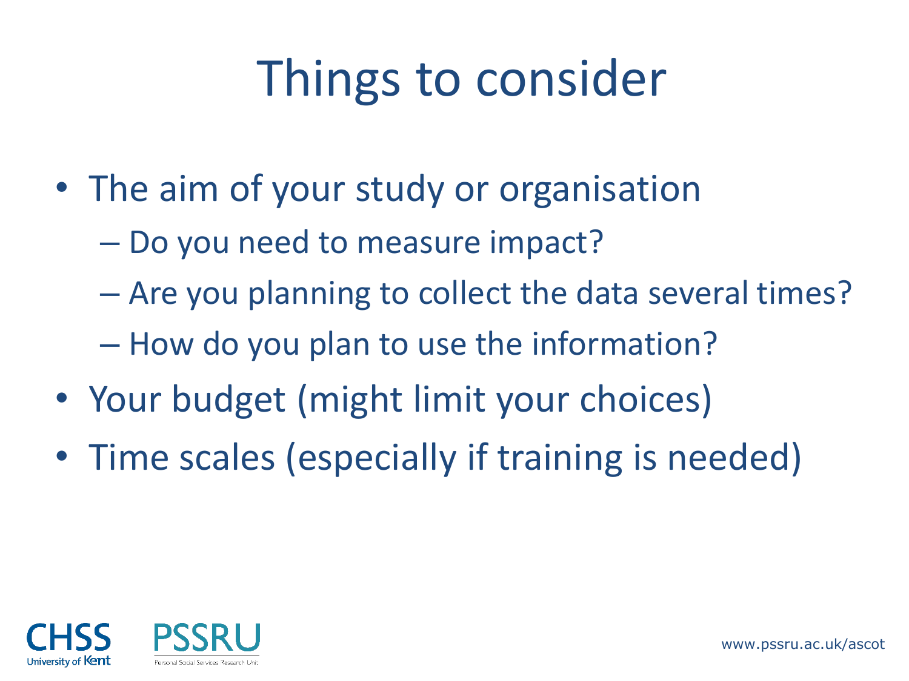# Things to consider

- The aim of your study or organisation
  - Do you need to measure impact?
  - Are you planning to collect the data several times?
  - How do you plan to use the information?
- Your budget (might limit your choices)
- Time scales (especially if training is needed)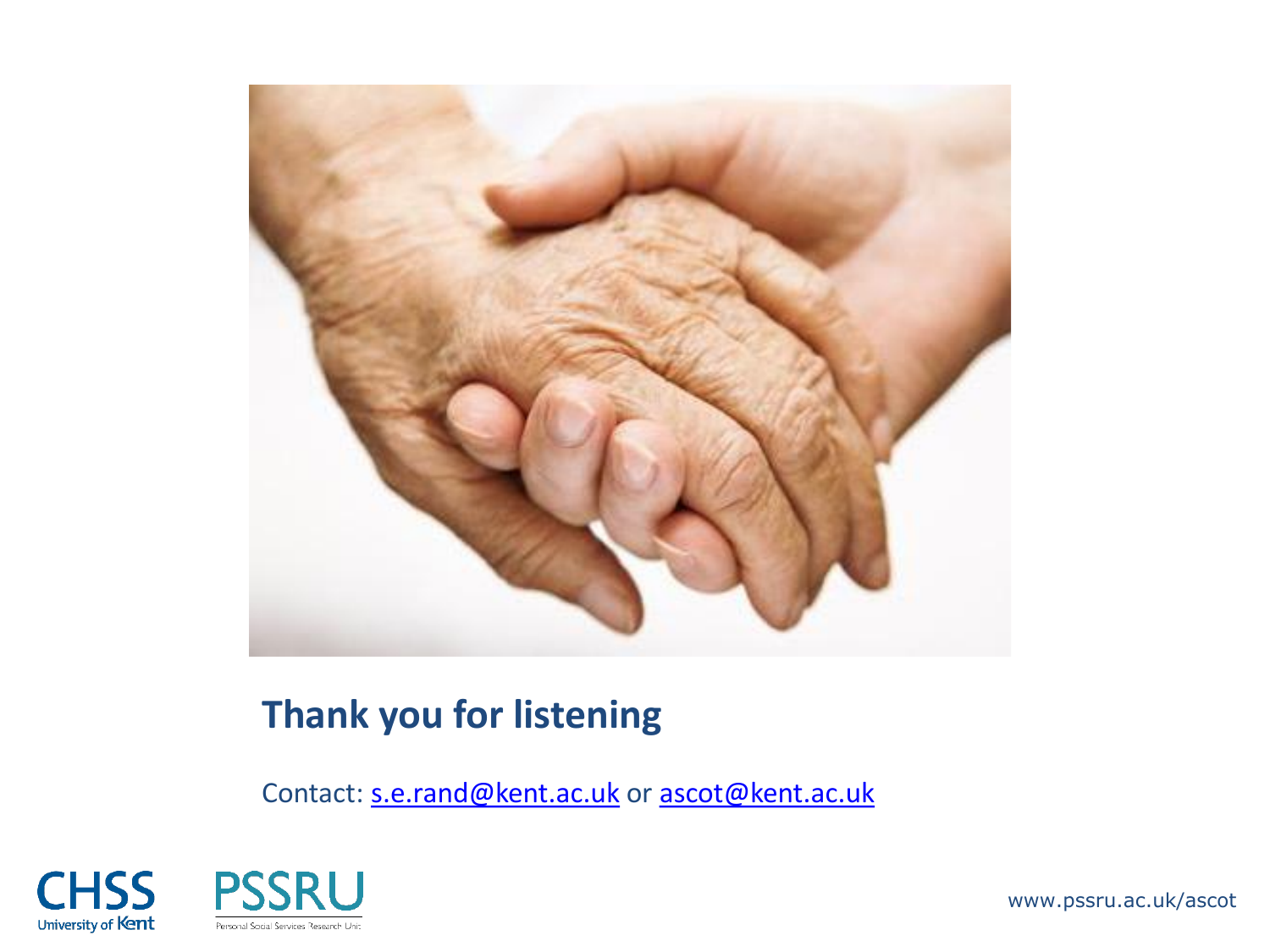## Thank you for listening

Contact: s.e.rand@kent.ac.uk or ascot@kent.ac.uk

CHSS University of Kent

PSSRU Personal Social Services Research Unit

www.pssru.ac.uk/ascot